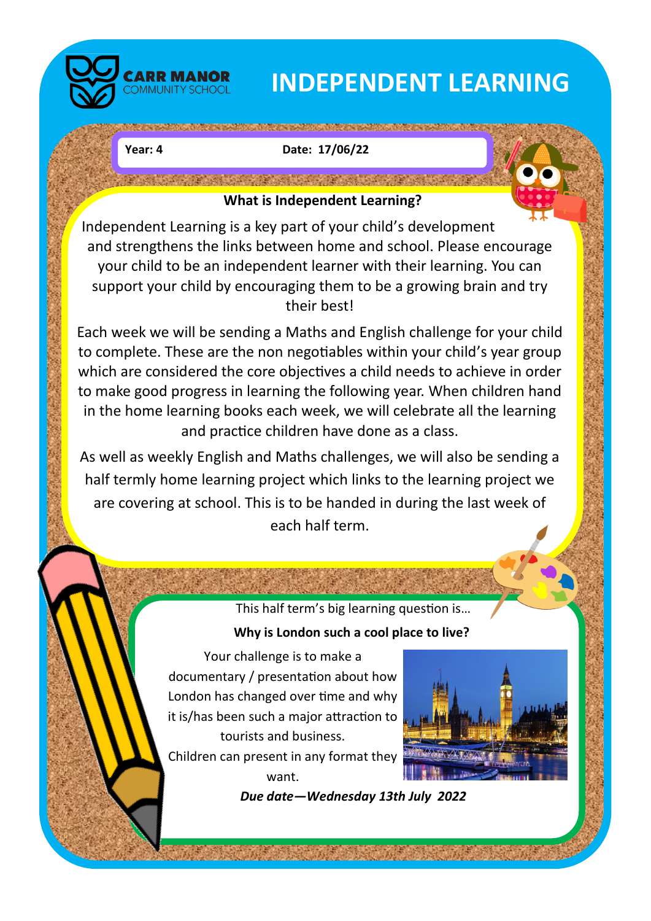CARR MANOR COMMUNITY SCHOOL

# INDEPENDENT LEARNING

**Year: 4** **Date: 17/06/22**

**What is Independent Learning?**

Independent Learning is a key part of your child's development and strengthens the links between home and school. Please encourage your child to be an independent learner with their learning. You can support your child by encouraging them to be a growing brain and try their best!

Each week we will be sending a Maths and English challenge for your child to complete. These are the non negotiables within your child's year group which are considered the core objectives a child needs to achieve in order to make good progress in learning the following year. When children hand in the home learning books each week, we will celebrate all the learning and practice children have done as a class.

As well as weekly English and Maths challenges, we will also be sending a half termly home learning project which links to the learning project we are covering at school. This is to be handed in during the last week of each half term.

This half term's big learning question is…

**Why is London such a cool place to live?**

Your challenge is to make a documentary / presentation about how London has changed over time and why it is/has been such a major attraction to tourists and business.

Children can present in any format they want.

***Due date—Wednesday 13th July 2022***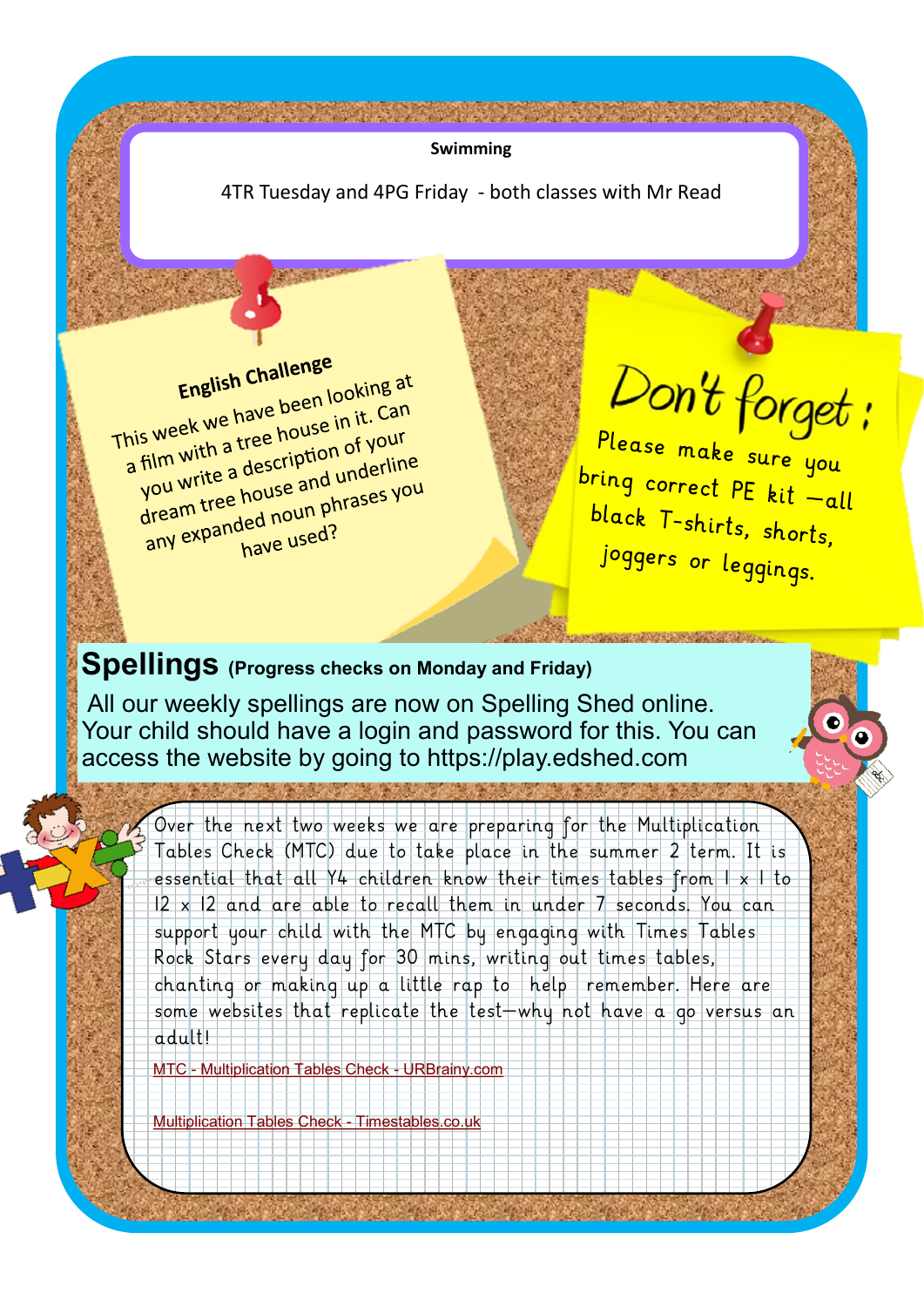**Swimming**

4TR Tuesday and 4PG Friday - both classes with Mr Read

**English Challenge**

This week we have been looking at a film with a tree house in it. Can you write a description of your dream tree house and underline any expanded noun phrases you have used?

**Don't forget:**

Please make sure you bring correct PE kit —all black T-shirts, shorts, joggers or leggings.

## Spellings (Progress checks on Monday and Friday)

All our weekly spellings are now on Spelling Shed online. Your child should have a login and password for this. You can access the website by going to https://play.edshed.com

Over the next two weeks we are preparing for the Multiplication Tables Check (MTC) due to take place in the summer 2 term. It is essential that all Y4 children know their times tables from 1 x 1 to 12 x 12 and are able to recall them in under 7 seconds. You can support your child with the MTC by engaging with Times Tables Rock Stars every day for 30 mins, writing out times tables, chanting or making up a little rap to help remember. Here are some websites that replicate the test—why not have a go versus an adult!

MTC - Multiplication Tables Check - URBrainy.com

Multiplication Tables Check - Timestables.co.uk